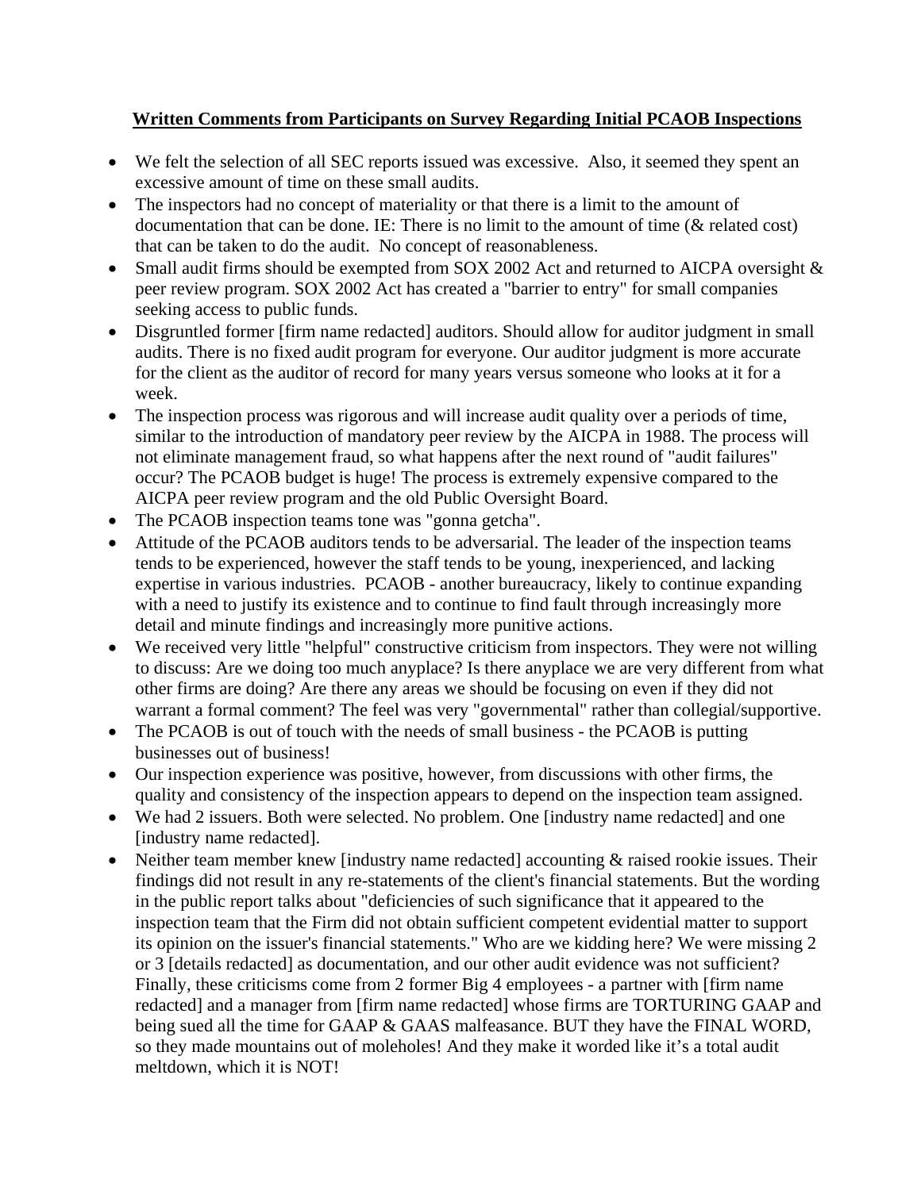**Written Comments from Participants on Survey Regarding Initial PCAOB Inspections**

- We felt the selection of all SEC reports issued was excessive. Also, it seemed they spent an excessive amount of time on these small audits.
- The inspectors had no concept of materiality or that there is a limit to the amount of documentation that can be done. IE: There is no limit to the amount of time (& related cost) that can be taken to do the audit. No concept of reasonableness.
- Small audit firms should be exempted from SOX 2002 Act and returned to AICPA oversight & peer review program. SOX 2002 Act has created a "barrier to entry" for small companies seeking access to public funds.
- Disgruntled former [firm name redacted] auditors. Should allow for auditor judgment in small audits. There is no fixed audit program for everyone. Our auditor judgment is more accurate for the client as the auditor of record for many years versus someone who looks at it for a week.
- The inspection process was rigorous and will increase audit quality over a periods of time, similar to the introduction of mandatory peer review by the AICPA in 1988. The process will not eliminate management fraud, so what happens after the next round of "audit failures" occur? The PCAOB budget is huge! The process is extremely expensive compared to the AICPA peer review program and the old Public Oversight Board.
- The PCAOB inspection teams tone was "gonna getcha".
- Attitude of the PCAOB auditors tends to be adversarial. The leader of the inspection teams tends to be experienced, however the staff tends to be young, inexperienced, and lacking expertise in various industries. PCAOB - another bureaucracy, likely to continue expanding with a need to justify its existence and to continue to find fault through increasingly more detail and minute findings and increasingly more punitive actions.
- We received very little "helpful" constructive criticism from inspectors. They were not willing to discuss: Are we doing too much anyplace? Is there anyplace we are very different from what other firms are doing? Are there any areas we should be focusing on even if they did not warrant a formal comment? The feel was very "governmental" rather than collegial/supportive.
- The PCAOB is out of touch with the needs of small business - the PCAOB is putting businesses out of business!
- Our inspection experience was positive, however, from discussions with other firms, the quality and consistency of the inspection appears to depend on the inspection team assigned.
- We had 2 issuers. Both were selected. No problem. One [industry name redacted] and one [industry name redacted].
- Neither team member knew [industry name redacted] accounting & raised rookie issues. Their findings did not result in any re-statements of the client's financial statements. But the wording in the public report talks about "deficiencies of such significance that it appeared to the inspection team that the Firm did not obtain sufficient competent evidential matter to support its opinion on the issuer's financial statements." Who are we kidding here? We were missing 2 or 3 [details redacted] as documentation, and our other audit evidence was not sufficient? Finally, these criticisms come from 2 former Big 4 employees - a partner with [firm name redacted] and a manager from [firm name redacted] whose firms are TORTURING GAAP and being sued all the time for GAAP & GAAS malfeasance. BUT they have the FINAL WORD, so they made mountains out of moleholes! And they make it worded like it's a total audit meltdown, which it is NOT!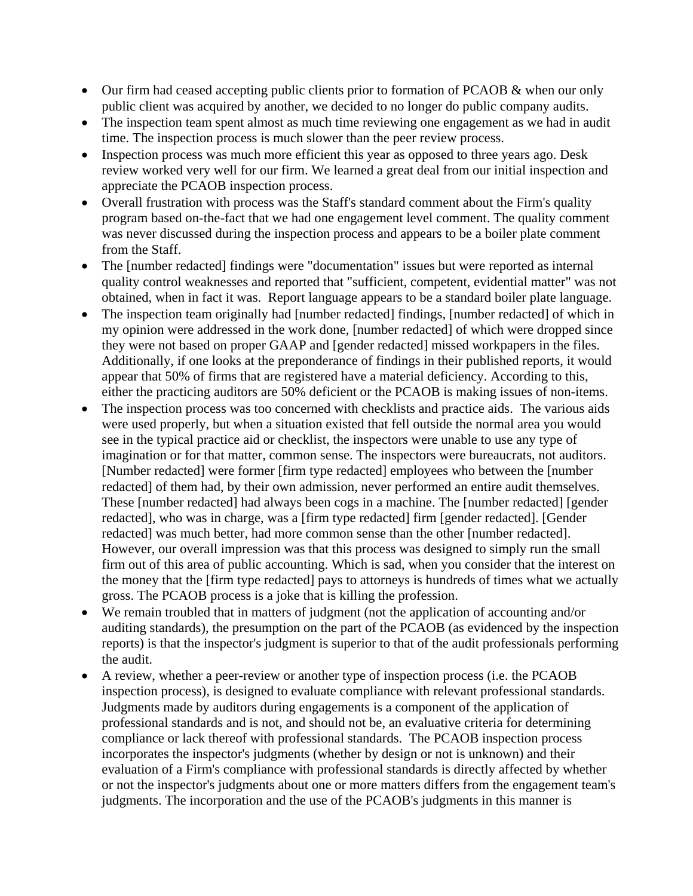- Our firm had ceased accepting public clients prior to formation of PCAOB & when our only public client was acquired by another, we decided to no longer do public company audits.
- The inspection team spent almost as much time reviewing one engagement as we had in audit time. The inspection process is much slower than the peer review process.
- Inspection process was much more efficient this year as opposed to three years ago. Desk review worked very well for our firm. We learned a great deal from our initial inspection and appreciate the PCAOB inspection process.
- Overall frustration with process was the Staff's standard comment about the Firm's quality program based on-the-fact that we had one engagement level comment. The quality comment was never discussed during the inspection process and appears to be a boiler plate comment from the Staff.
- The [number redacted] findings were "documentation" issues but were reported as internal quality control weaknesses and reported that "sufficient, competent, evidential matter" was not obtained, when in fact it was. Report language appears to be a standard boiler plate language.
- The inspection team originally had [number redacted] findings, [number redacted] of which in my opinion were addressed in the work done, [number redacted] of which were dropped since they were not based on proper GAAP and [gender redacted] missed workpapers in the files. Additionally, if one looks at the preponderance of findings in their published reports, it would appear that 50% of firms that are registered have a material deficiency. According to this, either the practicing auditors are 50% deficient or the PCAOB is making issues of non-items.
- The inspection process was too concerned with checklists and practice aids. The various aids were used properly, but when a situation existed that fell outside the normal area you would see in the typical practice aid or checklist, the inspectors were unable to use any type of imagination or for that matter, common sense. The inspectors were bureaucrats, not auditors. [Number redacted] were former [firm type redacted] employees who between the [number redacted] of them had, by their own admission, never performed an entire audit themselves. These [number redacted] had always been cogs in a machine. The [number redacted] [gender redacted], who was in charge, was a [firm type redacted] firm [gender redacted]. [Gender redacted] was much better, had more common sense than the other [number redacted]. However, our overall impression was that this process was designed to simply run the small firm out of this area of public accounting. Which is sad, when you consider that the interest on the money that the [firm type redacted] pays to attorneys is hundreds of times what we actually gross. The PCAOB process is a joke that is killing the profession.
- We remain troubled that in matters of judgment (not the application of accounting and/or auditing standards), the presumption on the part of the PCAOB (as evidenced by the inspection reports) is that the inspector's judgment is superior to that of the audit professionals performing the audit.
- A review, whether a peer-review or another type of inspection process (i.e. the PCAOB inspection process), is designed to evaluate compliance with relevant professional standards. Judgments made by auditors during engagements is a component of the application of professional standards and is not, and should not be, an evaluative criteria for determining compliance or lack thereof with professional standards. The PCAOB inspection process incorporates the inspector's judgments (whether by design or not is unknown) and their evaluation of a Firm's compliance with professional standards is directly affected by whether or not the inspector's judgments about one or more matters differs from the engagement team's judgments. The incorporation and the use of the PCAOB's judgments in this manner is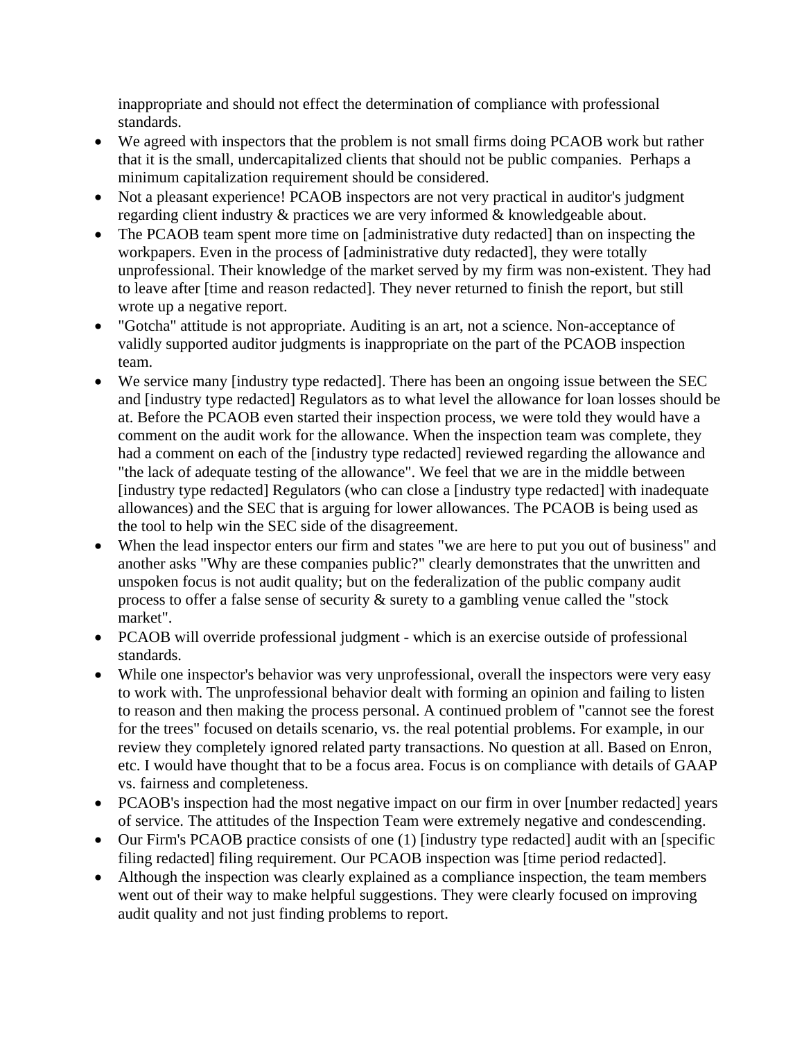inappropriate and should not effect the determination of compliance with professional standards.

- We agreed with inspectors that the problem is not small firms doing PCAOB work but rather that it is the small, undercapitalized clients that should not be public companies. Perhaps a minimum capitalization requirement should be considered.
- Not a pleasant experience! PCAOB inspectors are not very practical in auditor's judgment regarding client industry & practices we are very informed & knowledgeable about.
- The PCAOB team spent more time on [administrative duty redacted] than on inspecting the workpapers. Even in the process of [administrative duty redacted], they were totally unprofessional. Their knowledge of the market served by my firm was non-existent. They had to leave after [time and reason redacted]. They never returned to finish the report, but still wrote up a negative report.
- "Gotcha" attitude is not appropriate. Auditing is an art, not a science. Non-acceptance of validly supported auditor judgments is inappropriate on the part of the PCAOB inspection team.
- We service many [industry type redacted]. There has been an ongoing issue between the SEC and [industry type redacted] Regulators as to what level the allowance for loan losses should be at. Before the PCAOB even started their inspection process, we were told they would have a comment on the audit work for the allowance. When the inspection team was complete, they had a comment on each of the [industry type redacted] reviewed regarding the allowance and "the lack of adequate testing of the allowance". We feel that we are in the middle between [industry type redacted] Regulators (who can close a [industry type redacted] with inadequate allowances) and the SEC that is arguing for lower allowances. The PCAOB is being used as the tool to help win the SEC side of the disagreement.
- When the lead inspector enters our firm and states "we are here to put you out of business" and another asks "Why are these companies public?" clearly demonstrates that the unwritten and unspoken focus is not audit quality; but on the federalization of the public company audit process to offer a false sense of security & surety to a gambling venue called the "stock market".
- PCAOB will override professional judgment - which is an exercise outside of professional standards.
- While one inspector's behavior was very unprofessional, overall the inspectors were very easy to work with. The unprofessional behavior dealt with forming an opinion and failing to listen to reason and then making the process personal. A continued problem of "cannot see the forest for the trees" focused on details scenario, vs. the real potential problems. For example, in our review they completely ignored related party transactions. No question at all. Based on Enron, etc. I would have thought that to be a focus area. Focus is on compliance with details of GAAP vs. fairness and completeness.
- PCAOB's inspection had the most negative impact on our firm in over [number redacted] years of service. The attitudes of the Inspection Team were extremely negative and condescending.
- Our Firm's PCAOB practice consists of one (1) [industry type redacted] audit with an [specific filing redacted] filing requirement. Our PCAOB inspection was [time period redacted].
- Although the inspection was clearly explained as a compliance inspection, the team members went out of their way to make helpful suggestions. They were clearly focused on improving audit quality and not just finding problems to report.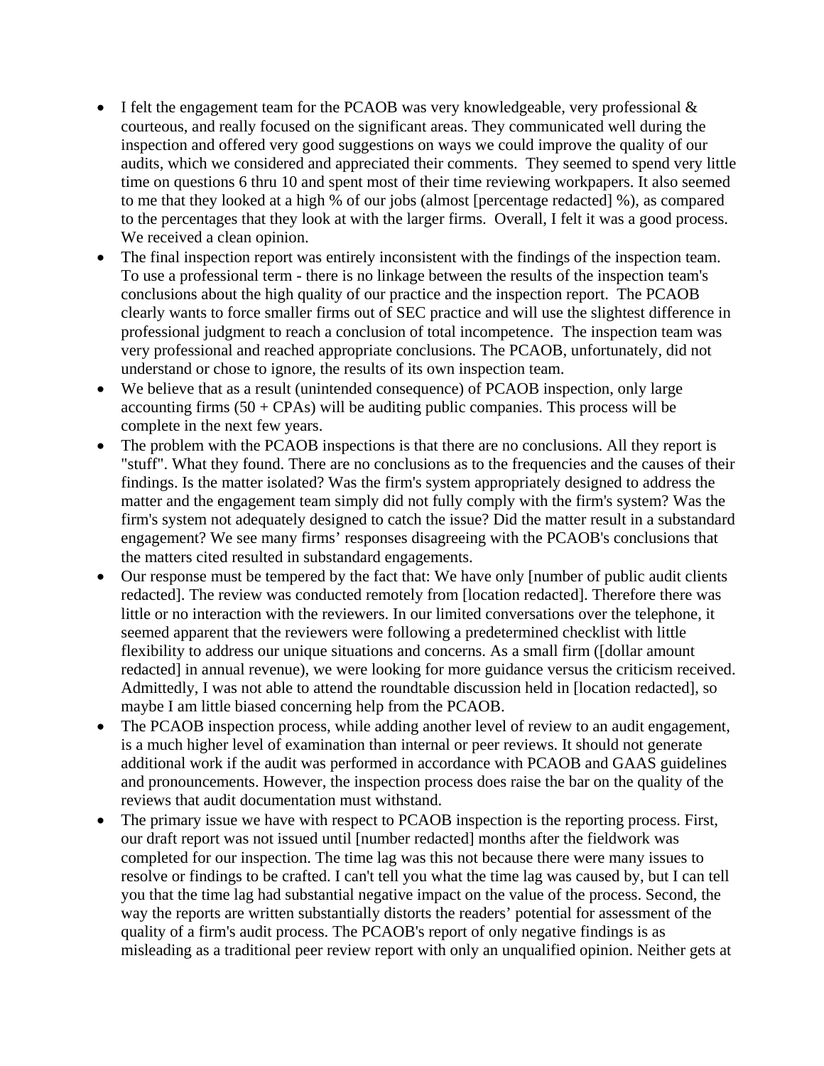- I felt the engagement team for the PCAOB was very knowledgeable, very professional & courteous, and really focused on the significant areas. They communicated well during the inspection and offered very good suggestions on ways we could improve the quality of our audits, which we considered and appreciated their comments. They seemed to spend very little time on questions 6 thru 10 and spent most of their time reviewing workpapers. It also seemed to me that they looked at a high % of our jobs (almost [percentage redacted] %), as compared to the percentages that they look at with the larger firms. Overall, I felt it was a good process. We received a clean opinion.
- The final inspection report was entirely inconsistent with the findings of the inspection team. To use a professional term - there is no linkage between the results of the inspection team's conclusions about the high quality of our practice and the inspection report. The PCAOB clearly wants to force smaller firms out of SEC practice and will use the slightest difference in professional judgment to reach a conclusion of total incompetence. The inspection team was very professional and reached appropriate conclusions. The PCAOB, unfortunately, did not understand or chose to ignore, the results of its own inspection team.
- We believe that as a result (unintended consequence) of PCAOB inspection, only large accounting firms (50 + CPAs) will be auditing public companies. This process will be complete in the next few years.
- The problem with the PCAOB inspections is that there are no conclusions. All they report is "stuff". What they found. There are no conclusions as to the frequencies and the causes of their findings. Is the matter isolated? Was the firm's system appropriately designed to address the matter and the engagement team simply did not fully comply with the firm's system? Was the firm's system not adequately designed to catch the issue? Did the matter result in a substandard engagement? We see many firms' responses disagreeing with the PCAOB's conclusions that the matters cited resulted in substandard engagements.
- Our response must be tempered by the fact that: We have only [number of public audit clients redacted]. The review was conducted remotely from [location redacted]. Therefore there was little or no interaction with the reviewers. In our limited conversations over the telephone, it seemed apparent that the reviewers were following a predetermined checklist with little flexibility to address our unique situations and concerns. As a small firm ([dollar amount redacted] in annual revenue), we were looking for more guidance versus the criticism received. Admittedly, I was not able to attend the roundtable discussion held in [location redacted], so maybe I am little biased concerning help from the PCAOB.
- The PCAOB inspection process, while adding another level of review to an audit engagement, is a much higher level of examination than internal or peer reviews. It should not generate additional work if the audit was performed in accordance with PCAOB and GAAS guidelines and pronouncements. However, the inspection process does raise the bar on the quality of the reviews that audit documentation must withstand.
- The primary issue we have with respect to PCAOB inspection is the reporting process. First, our draft report was not issued until [number redacted] months after the fieldwork was completed for our inspection. The time lag was this not because there were many issues to resolve or findings to be crafted. I can't tell you what the time lag was caused by, but I can tell you that the time lag had substantial negative impact on the value of the process. Second, the way the reports are written substantially distorts the readers' potential for assessment of the quality of a firm's audit process. The PCAOB's report of only negative findings is as misleading as a traditional peer review report with only an unqualified opinion. Neither gets at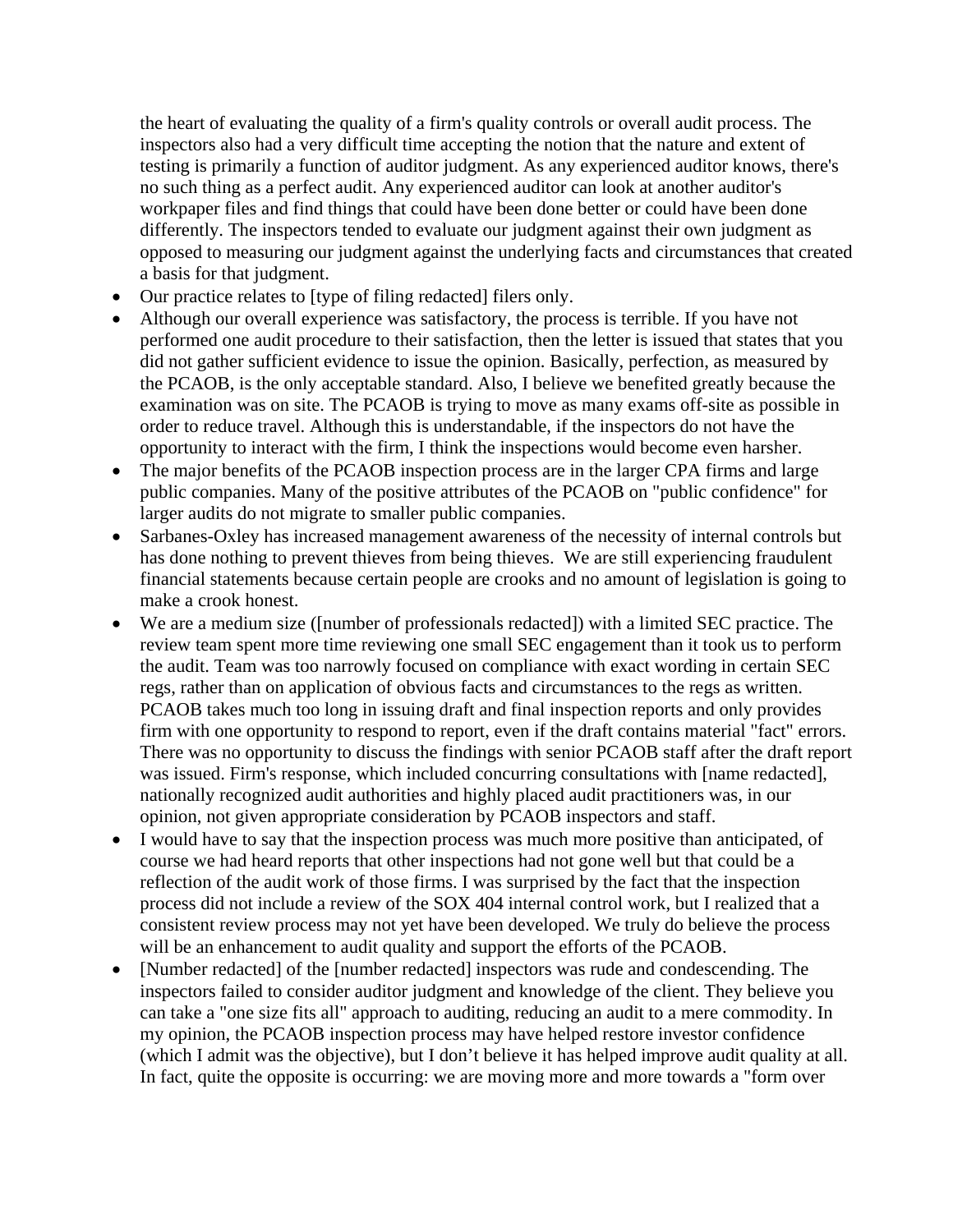the heart of evaluating the quality of a firm's quality controls or overall audit process. The inspectors also had a very difficult time accepting the notion that the nature and extent of testing is primarily a function of auditor judgment. As any experienced auditor knows, there's no such thing as a perfect audit. Any experienced auditor can look at another auditor's workpaper files and find things that could have been done better or could have been done differently. The inspectors tended to evaluate our judgment against their own judgment as opposed to measuring our judgment against the underlying facts and circumstances that created a basis for that judgment.

- Our practice relates to [type of filing redacted] filers only.
- Although our overall experience was satisfactory, the process is terrible. If you have not performed one audit procedure to their satisfaction, then the letter is issued that states that you did not gather sufficient evidence to issue the opinion. Basically, perfection, as measured by the PCAOB, is the only acceptable standard. Also, I believe we benefited greatly because the examination was on site. The PCAOB is trying to move as many exams off-site as possible in order to reduce travel. Although this is understandable, if the inspectors do not have the opportunity to interact with the firm, I think the inspections would become even harsher.
- The major benefits of the PCAOB inspection process are in the larger CPA firms and large public companies. Many of the positive attributes of the PCAOB on "public confidence" for larger audits do not migrate to smaller public companies.
- Sarbanes-Oxley has increased management awareness of the necessity of internal controls but has done nothing to prevent thieves from being thieves. We are still experiencing fraudulent financial statements because certain people are crooks and no amount of legislation is going to make a crook honest.
- We are a medium size ([number of professionals redacted]) with a limited SEC practice. The review team spent more time reviewing one small SEC engagement than it took us to perform the audit. Team was too narrowly focused on compliance with exact wording in certain SEC regs, rather than on application of obvious facts and circumstances to the regs as written. PCAOB takes much too long in issuing draft and final inspection reports and only provides firm with one opportunity to respond to report, even if the draft contains material "fact" errors. There was no opportunity to discuss the findings with senior PCAOB staff after the draft report was issued. Firm's response, which included concurring consultations with [name redacted], nationally recognized audit authorities and highly placed audit practitioners was, in our opinion, not given appropriate consideration by PCAOB inspectors and staff.
- I would have to say that the inspection process was much more positive than anticipated, of course we had heard reports that other inspections had not gone well but that could be a reflection of the audit work of those firms. I was surprised by the fact that the inspection process did not include a review of the SOX 404 internal control work, but I realized that a consistent review process may not yet have been developed. We truly do believe the process will be an enhancement to audit quality and support the efforts of the PCAOB.
- [Number redacted] of the [number redacted] inspectors was rude and condescending. The inspectors failed to consider auditor judgment and knowledge of the client. They believe you can take a "one size fits all" approach to auditing, reducing an audit to a mere commodity. In my opinion, the PCAOB inspection process may have helped restore investor confidence (which I admit was the objective), but I don't believe it has helped improve audit quality at all. In fact, quite the opposite is occurring: we are moving more and more towards a "form over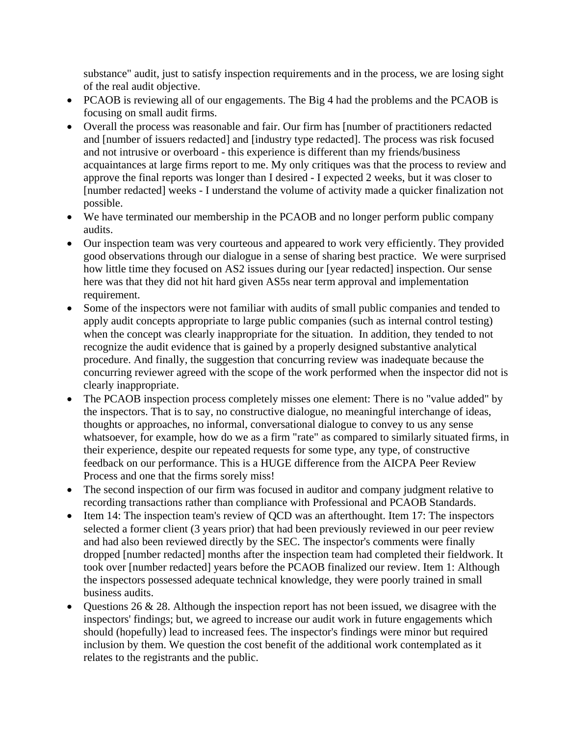substance" audit, just to satisfy inspection requirements and in the process, we are losing sight of the real audit objective.

- PCAOB is reviewing all of our engagements. The Big 4 had the problems and the PCAOB is focusing on small audit firms.
- Overall the process was reasonable and fair. Our firm has [number of practitioners redacted and [number of issuers redacted] and [industry type redacted]. The process was risk focused and not intrusive or overboard - this experience is different than my friends/business acquaintances at large firms report to me. My only critiques was that the process to review and approve the final reports was longer than I desired - I expected 2 weeks, but it was closer to [number redacted] weeks - I understand the volume of activity made a quicker finalization not possible.
- We have terminated our membership in the PCAOB and no longer perform public company audits.
- Our inspection team was very courteous and appeared to work very efficiently. They provided good observations through our dialogue in a sense of sharing best practice. We were surprised how little time they focused on AS2 issues during our [year redacted] inspection. Our sense here was that they did not hit hard given AS5s near term approval and implementation requirement.
- Some of the inspectors were not familiar with audits of small public companies and tended to apply audit concepts appropriate to large public companies (such as internal control testing) when the concept was clearly inappropriate for the situation. In addition, they tended to not recognize the audit evidence that is gained by a properly designed substantive analytical procedure. And finally, the suggestion that concurring review was inadequate because the concurring reviewer agreed with the scope of the work performed when the inspector did not is clearly inappropriate.
- The PCAOB inspection process completely misses one element: There is no "value added" by the inspectors. That is to say, no constructive dialogue, no meaningful interchange of ideas, thoughts or approaches, no informal, conversational dialogue to convey to us any sense whatsoever, for example, how do we as a firm "rate" as compared to similarly situated firms, in their experience, despite our repeated requests for some type, any type, of constructive feedback on our performance. This is a HUGE difference from the AICPA Peer Review Process and one that the firms sorely miss!
- The second inspection of our firm was focused in auditor and company judgment relative to recording transactions rather than compliance with Professional and PCAOB Standards.
- Item 14: The inspection team's review of QCD was an afterthought. Item 17: The inspectors selected a former client (3 years prior) that had been previously reviewed in our peer review and had also been reviewed directly by the SEC. The inspector's comments were finally dropped [number redacted] months after the inspection team had completed their fieldwork. It took over [number redacted] years before the PCAOB finalized our review. Item 1: Although the inspectors possessed adequate technical knowledge, they were poorly trained in small business audits.
- Questions 26 & 28. Although the inspection report has not been issued, we disagree with the inspectors' findings; but, we agreed to increase our audit work in future engagements which should (hopefully) lead to increased fees. The inspector's findings were minor but required inclusion by them. We question the cost benefit of the additional work contemplated as it relates to the registrants and the public.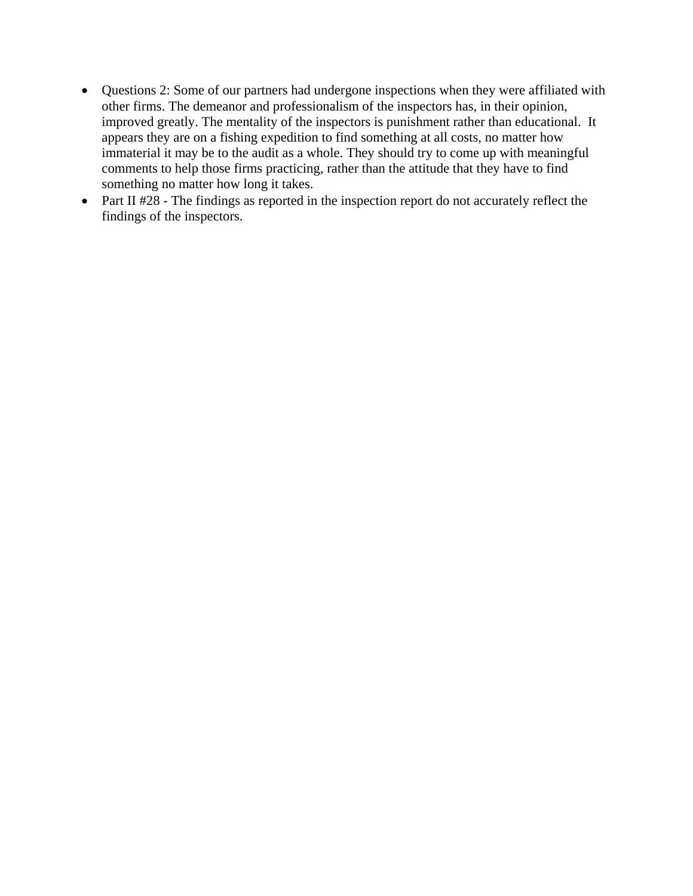- Questions 2: Some of our partners had undergone inspections when they were affiliated with other firms. The demeanor and professionalism of the inspectors has, in their opinion, improved greatly. The mentality of the inspectors is punishment rather than educational.  It appears they are on a fishing expedition to find something at all costs, no matter how immaterial it may be to the audit as a whole. They should try to come up with meaningful comments to help those firms practicing, rather than the attitude that they have to find something no matter how long it takes.
- Part II #28 - The findings as reported in the inspection report do not accurately reflect the findings of the inspectors.